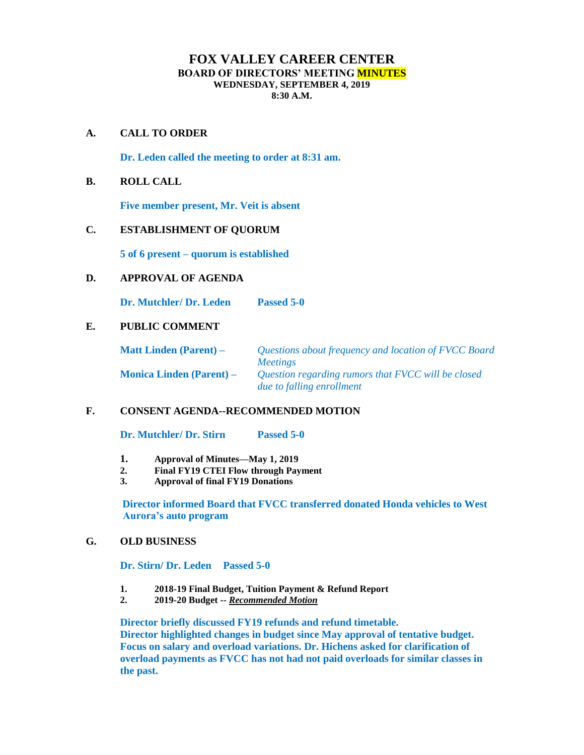# FOX VALLEY CAREER CENTER

## BOARD OF DIRECTORS' MEETING MINUTES

**WEDNESDAY, SEPTEMBER 4, 2019**
**8:30 A.M.**

**A. CALL TO ORDER**

**Dr. Leden called the meeting to order at 8:31 am.**

**B. ROLL CALL**

**Five member present, Mr. Veit is absent**

**C. ESTABLISHMENT OF QUORUM**

**5 of 6 present – quorum is established**

**D. APPROVAL OF AGENDA**

**Dr. Mutchler/ Dr. Leden      Passed 5-0**

**E. PUBLIC COMMENT**

**Matt Linden (Parent) –** *Questions about frequency and location of FVCC Board Meetings*

**Monica Linden (Parent) –** *Question regarding rumors that FVCC will be closed due to falling enrollment*

**F. CONSENT AGENDA--RECOMMENDED MOTION**

**Dr. Mutchler/ Dr. Stirn      Passed 5-0**

1. **Approval of Minutes—May 1, 2019**
2. **Final FY19 CTEI Flow through Payment**
3. **Approval of final FY19 Donations**

**Director informed Board that FVCC transferred donated Honda vehicles to West Aurora's auto program**

**G. OLD BUSINESS**

**Dr. Stirn/ Dr. Leden      Passed 5-0**

1. **2018-19 Final Budget, Tuition Payment & Refund Report**
2. **2019-20 Budget --** ***Recommended Motion***

**Director briefly discussed FY19 refunds and refund timetable.**
**Director highlighted changes in budget since May approval of tentative budget. Focus on salary and overload variations. Dr. Hichens asked for clarification of overload payments as FVCC has not had not paid overloads for similar classes in the past.**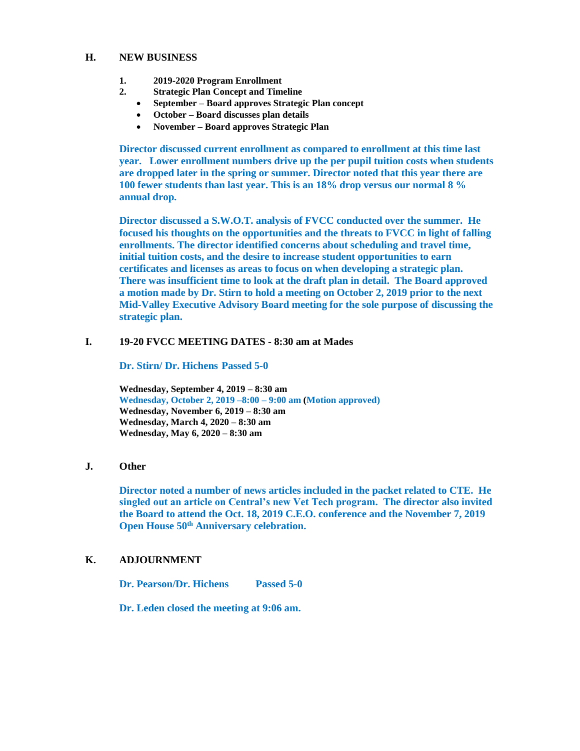## H. NEW BUSINESS

1. **2019-2020 Program Enrollment**
2. **Strategic Plan Concept and Timeline**
   - **September – Board approves Strategic Plan concept**
   - **October – Board discusses plan details**
   - **November – Board approves Strategic Plan**

**Director discussed current enrollment as compared to enrollment at this time last year. Lower enrollment numbers drive up the per pupil tuition costs when students are dropped later in the spring or summer. Director noted that this year there are 100 fewer students than last year. This is an 18% drop versus our normal 8 % annual drop.**

**Director discussed a S.W.O.T. analysis of FVCC conducted over the summer. He focused his thoughts on the opportunities and the threats to FVCC in light of falling enrollments. The director identified concerns about scheduling and travel time, initial tuition costs, and the desire to increase student opportunities to earn certificates and licenses as areas to focus on when developing a strategic plan. There was insufficient time to look at the draft plan in detail. The Board approved a motion made by Dr. Stirn to hold a meeting on October 2, 2019 prior to the next Mid-Valley Executive Advisory Board meeting for the sole purpose of discussing the strategic plan.**

## I. 19-20 FVCC MEETING DATES - 8:30 am at Mades

**Dr. Stirn/ Dr. Hichens Passed 5-0**

**Wednesday, September 4, 2019 – 8:30 am**
**Wednesday, October 2, 2019 –8:00 – 9:00 am (Motion approved)**
**Wednesday, November 6, 2019 – 8:30 am**
**Wednesday, March 4, 2020 – 8:30 am**
**Wednesday, May 6, 2020 – 8:30 am**

## J. Other

**Director noted a number of news articles included in the packet related to CTE. He singled out an article on Central's new Vet Tech program. The director also invited the Board to attend the Oct. 18, 2019 C.E.O. conference and the November 7, 2019 Open House 50th Anniversary celebration.**

## K. ADJOURNMENT

**Dr. Pearson/Dr. Hichens Passed 5-0**

**Dr. Leden closed the meeting at 9:06 am.**